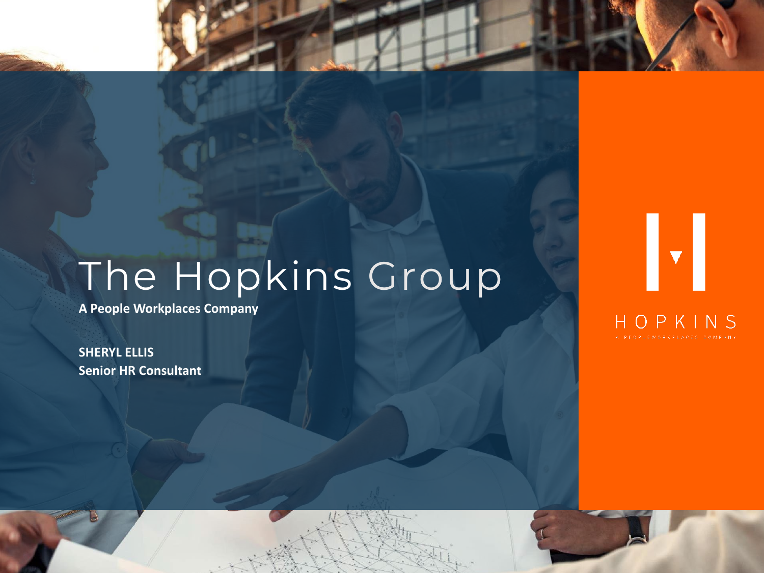# The Hopkins Group

**A People Workplaces Company**

**SHERYL ELLIS**
**Senior HR Consultant**

HOPKINS

A PEOPLE WORKPLACES COMPANY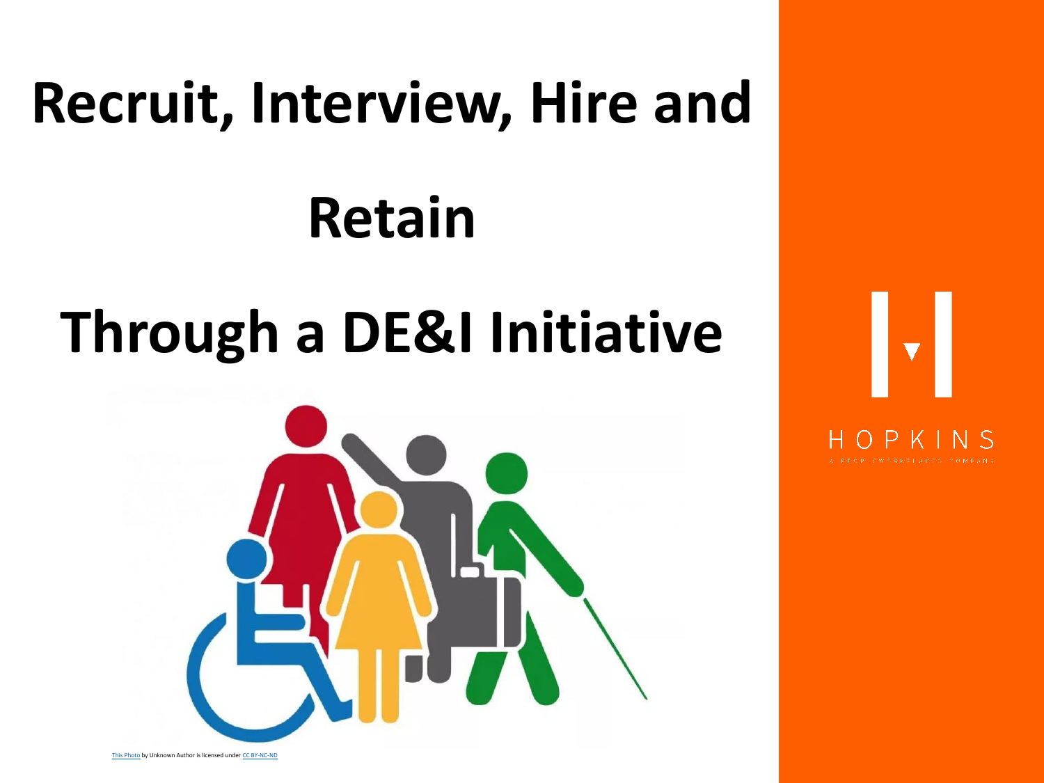# Recruit, Interview, Hire and Retain Through a DE&I Initiative

This Photo by Unknown Author is licensed under CC BY-NC-ND

HOPKINS

A PEOPLEWORKPLACES COMPANY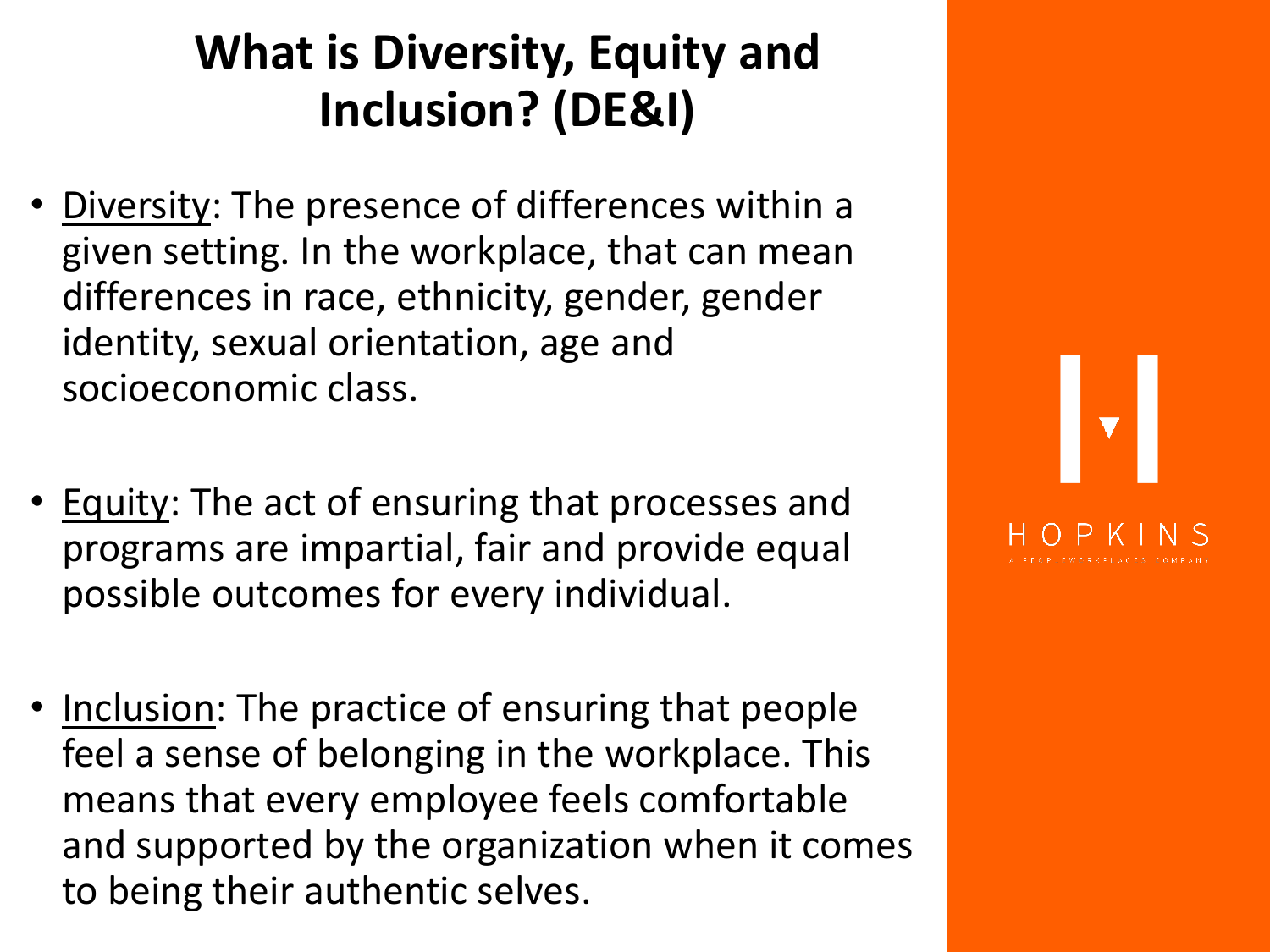# What is Diversity, Equity and Inclusion? (DE&I)

- Diversity: The presence of differences within a given setting. In the workplace, that can mean differences in race, ethnicity, gender, gender identity, sexual orientation, age and socioeconomic class.

- Equity: The act of ensuring that processes and programs are impartial, fair and provide equal possible outcomes for every individual.

- Inclusion: The practice of ensuring that people feel a sense of belonging in the workplace. This means that every employee feels comfortable and supported by the organization when it comes to being their authentic selves.

HOPKINS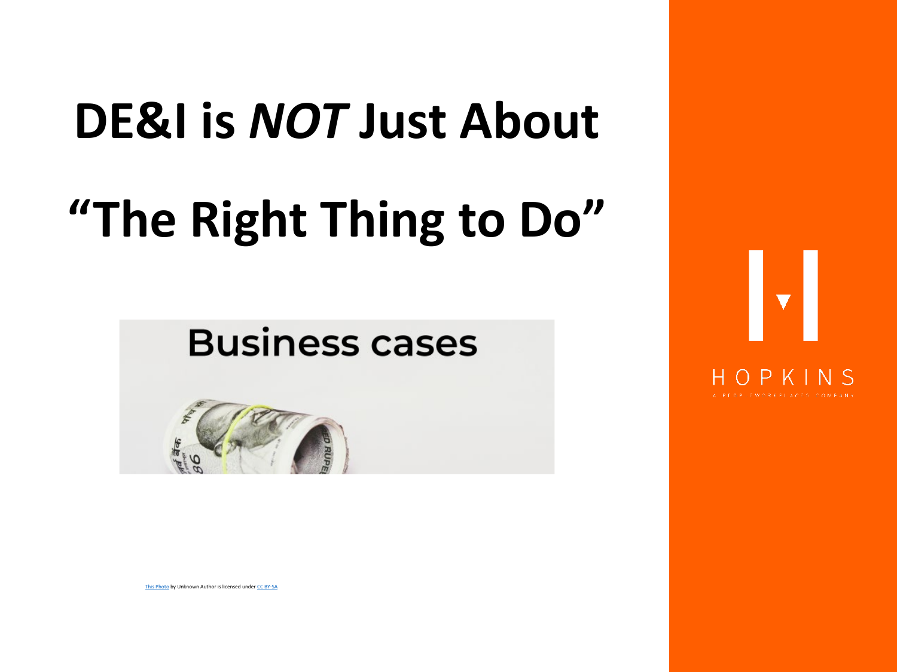# DE&I is *NOT* Just About "The Right Thing to Do"

Business cases

This Photo by Unknown Author is licensed under CC BY-SA

HOPKINS

A PEOPLE WORKPLACES COMPANY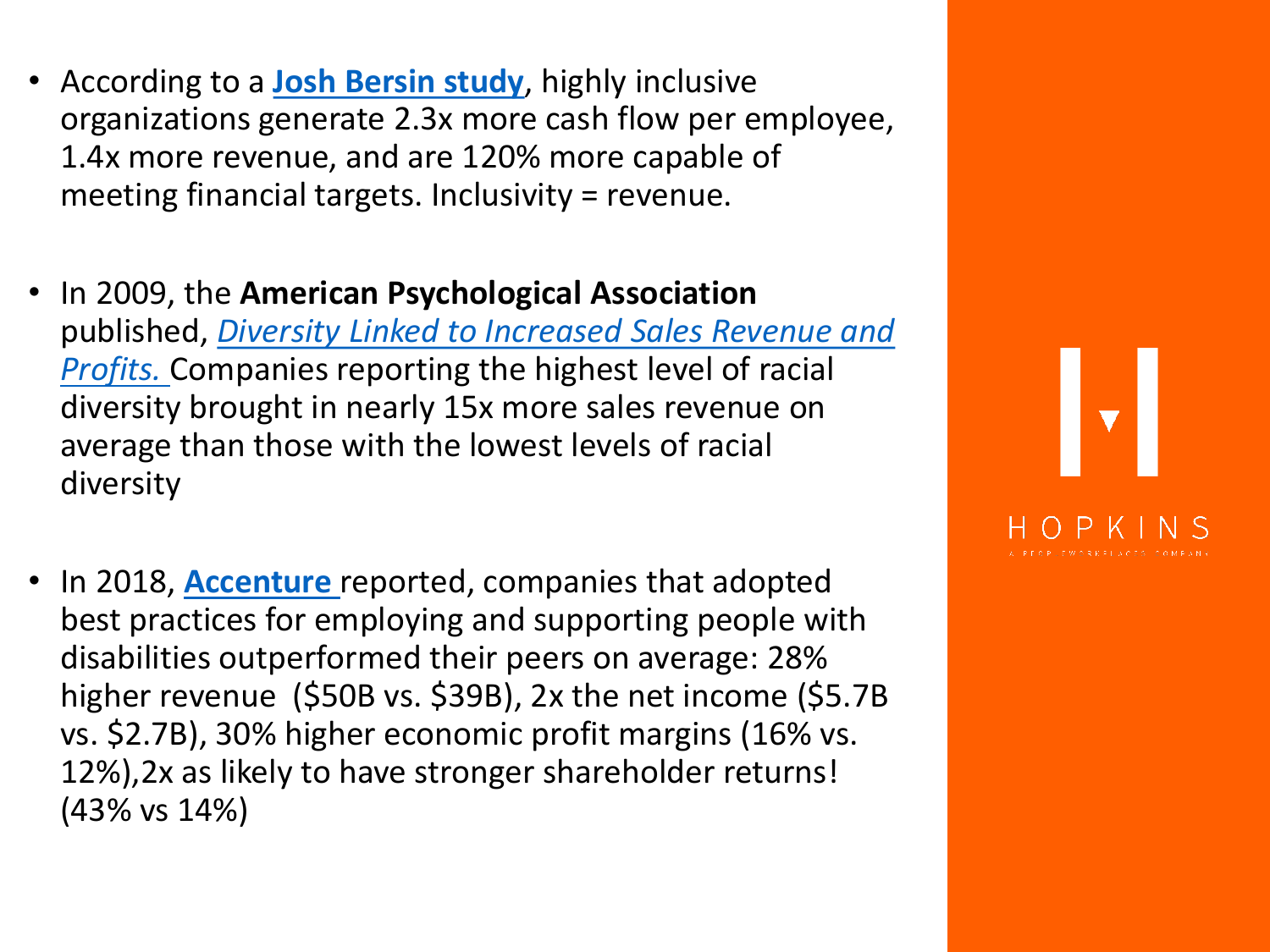- According to a **Josh Bersin study**, highly inclusive organizations generate 2.3x more cash flow per employee, 1.4x more revenue, and are 120% more capable of meeting financial targets. Inclusivity = revenue.

- In 2009, the **American Psychological Association** published, *Diversity Linked to Increased Sales Revenue and Profits.* Companies reporting the highest level of racial diversity brought in nearly 15x more sales revenue on average than those with the lowest levels of racial diversity

- In 2018, **Accenture** reported, companies that adopted best practices for employing and supporting people with disabilities outperformed their peers on average: 28% higher revenue ($50B vs. $39B), 2x the net income ($5.7B vs. $2.7B), 30% higher economic profit margins (16% vs. 12%),2x as likely to have stronger shareholder returns! (43% vs 14%)

HOPKINS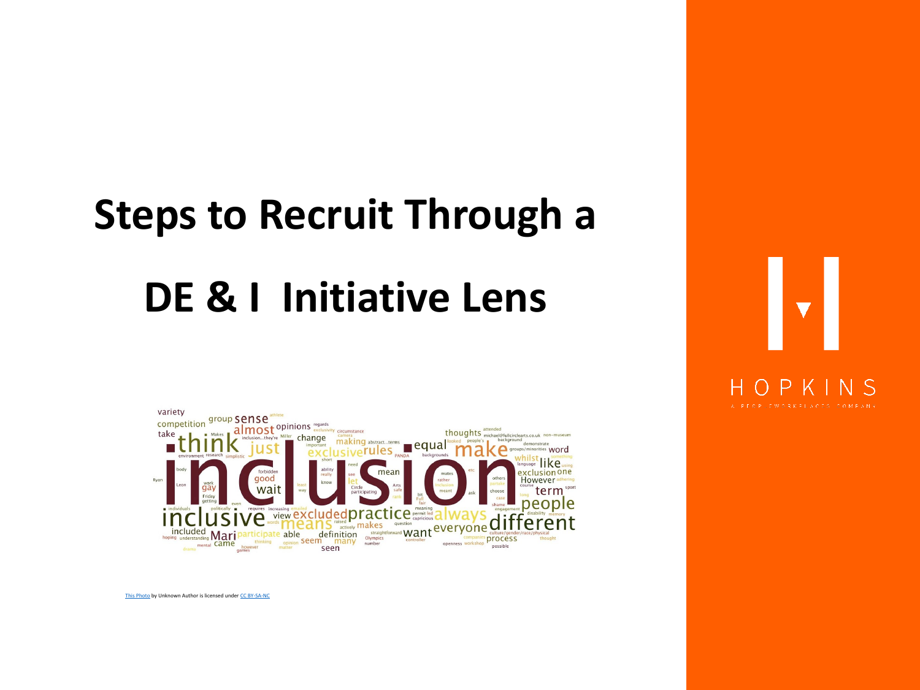# Steps to Recruit Through a DE & I Initiative Lens

This Photo by Unknown Author is licensed under CC BY-SA-NC

HOPKINS

A PEOPLE WORKPLACES COMPANY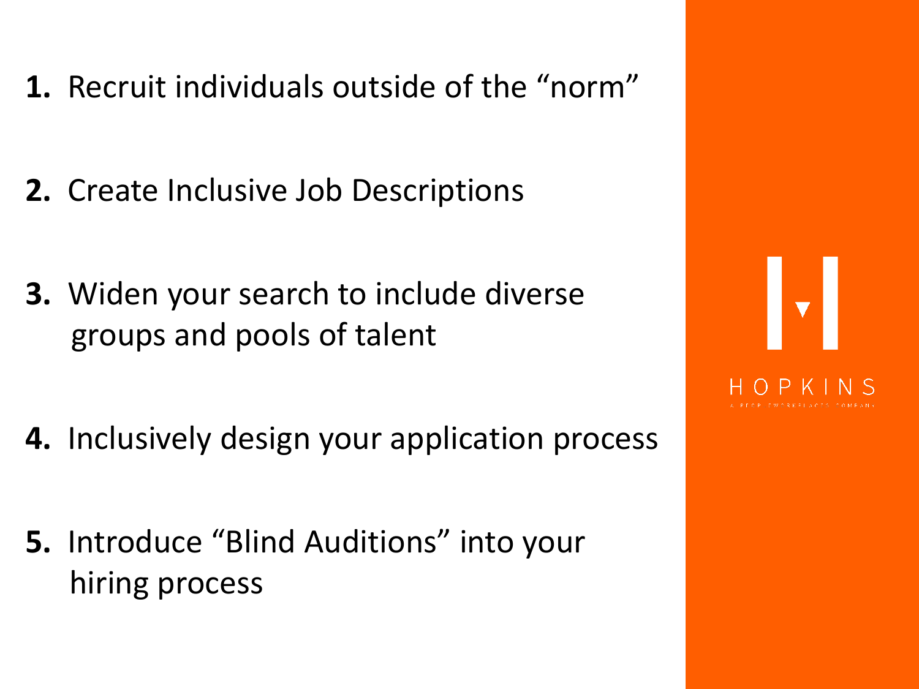1. Recruit individuals outside of the "norm"

2. Create Inclusive Job Descriptions

3. Widen your search to include diverse groups and pools of talent

4. Inclusively design your application process

5. Introduce "Blind Auditions" into your hiring process

HOPKINS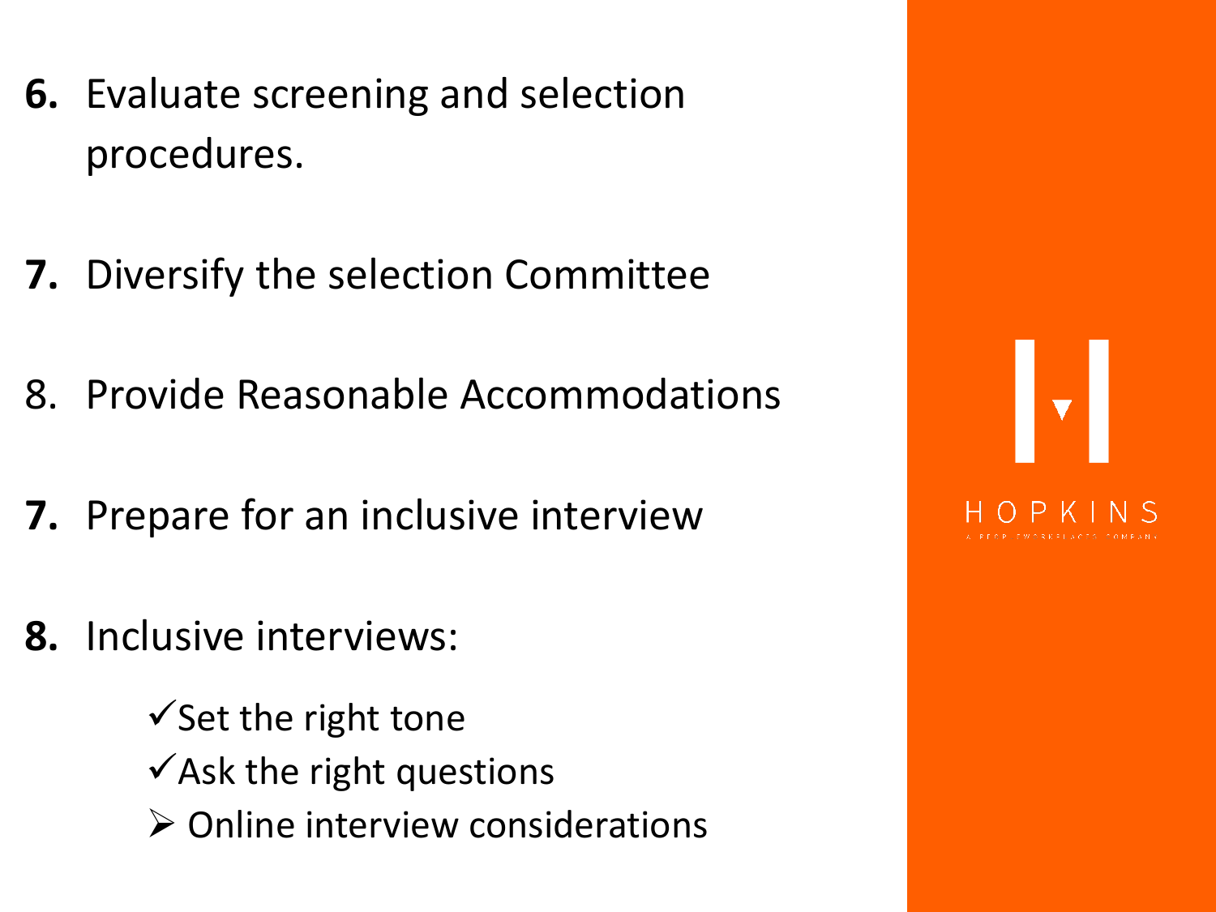**6.** Evaluate screening and selection procedures.

**7.** Diversify the selection Committee

8. Provide Reasonable Accommodations

**7.** Prepare for an inclusive interview

**8.** Inclusive interviews:

- ✓Set the right tone
- ✓Ask the right questions
- ➢ Online interview considerations

HOPKINS

A PEOPLE WORKPLACES COMPANY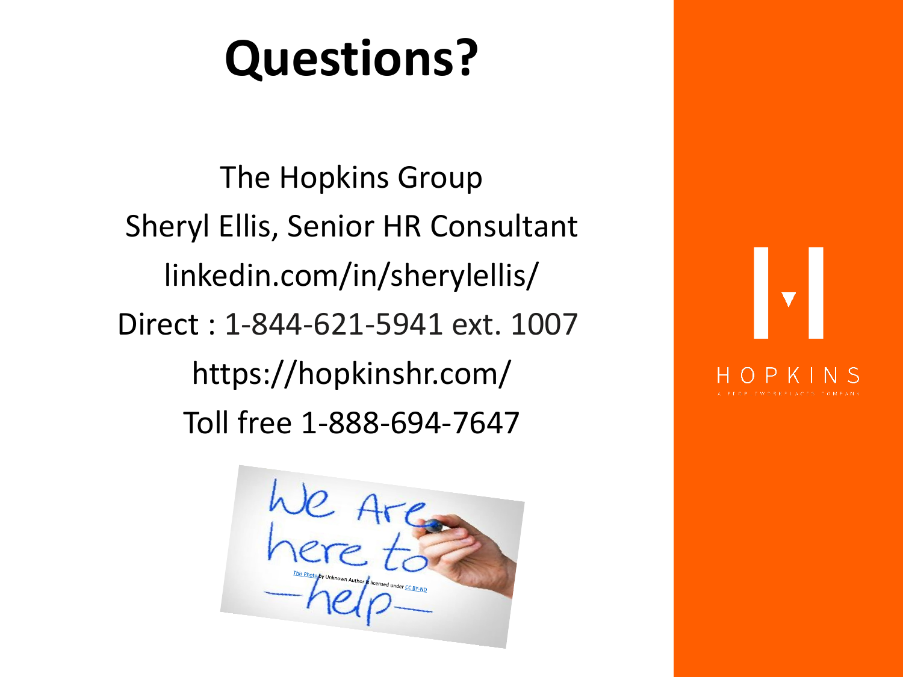# Questions?

The Hopkins Group

Sheryl Ellis, Senior HR Consultant

linkedin.com/in/sherylellis/

Direct : 1-844-621-5941 ext. 1007

https://hopkinshr.com/

Toll free 1-888-694-7647

This Photo by Unknown Author is licensed under CC BY-ND

HOPKINS